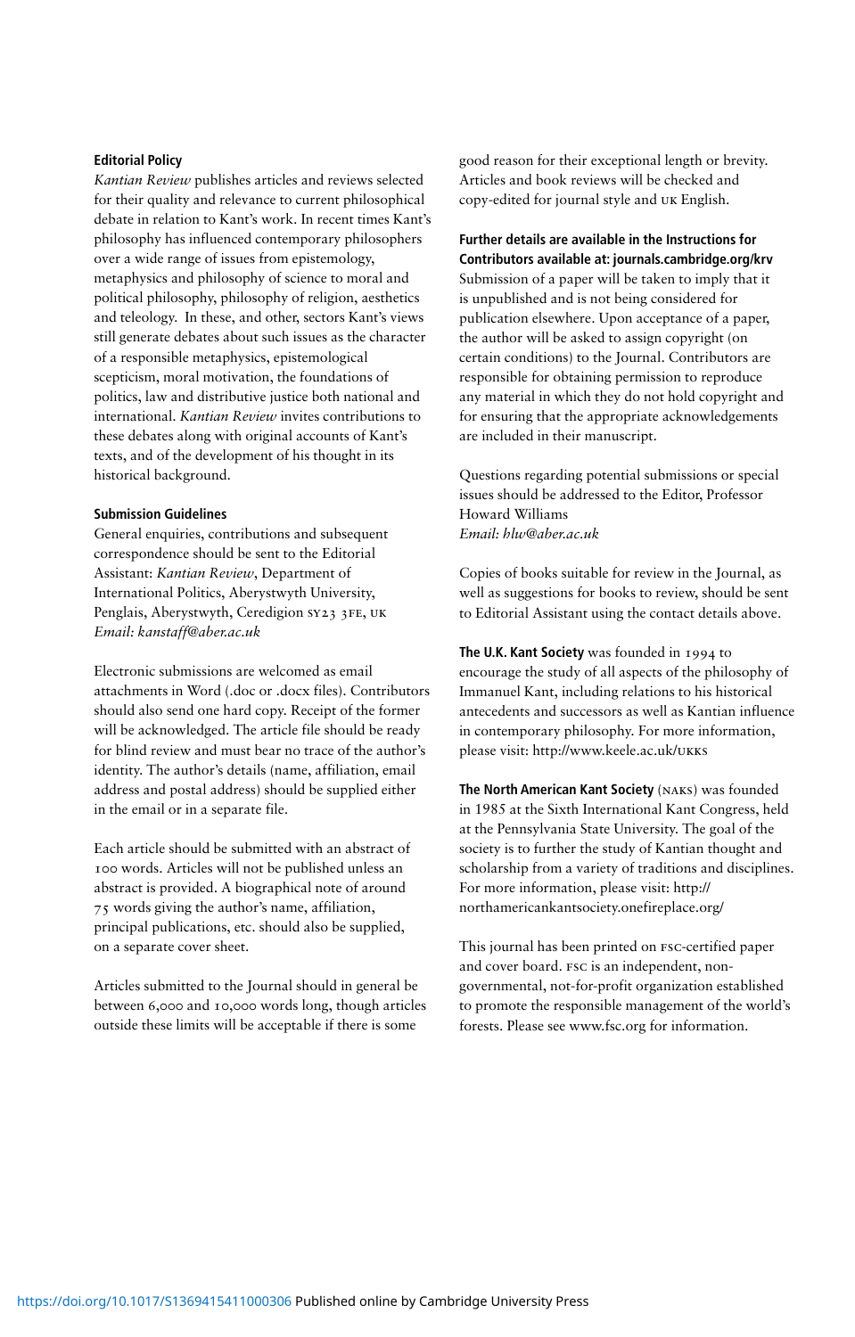## Editorial Policy

*Kantian Review* publishes articles and reviews selected for their quality and relevance to current philosophical debate in relation to Kant's work. In recent times Kant's philosophy has influenced contemporary philosophers over a wide range of issues from epistemology, metaphysics and philosophy of science to moral and political philosophy, philosophy of religion, aesthetics and teleology. In these, and other, sectors Kant's views still generate debates about such issues as the character of a responsible metaphysics, epistemological scepticism, moral motivation, the foundations of politics, law and distributive justice both national and international. *Kantian Review* invites contributions to these debates along with original accounts of Kant's texts, and of the development of his thought in its historical background.

## Submission Guidelines

General enquiries, contributions and subsequent correspondence should be sent to the Editorial Assistant: *Kantian Review*, Department of International Politics, Aberystwyth University, Penglais, Aberystwyth, Ceredigion SY23 3FE, UK
*Email: kanstaff@aber.ac.uk*

Electronic submissions are welcomed as email attachments in Word (.doc or .docx files). Contributors should also send one hard copy. Receipt of the former will be acknowledged. The article file should be ready for blind review and must bear no trace of the author's identity. The author's details (name, affiliation, email address and postal address) should be supplied either in the email or in a separate file.

Each article should be submitted with an abstract of 100 words. Articles will not be published unless an abstract is provided. A biographical note of around 75 words giving the author's name, affiliation, principal publications, etc. should also be supplied, on a separate cover sheet.

Articles submitted to the Journal should in general be between 6,000 and 10,000 words long, though articles outside these limits will be acceptable if there is some good reason for their exceptional length or brevity. Articles and book reviews will be checked and copy-edited for journal style and UK English.

**Further details are available in the Instructions for Contributors available at: journals.cambridge.org/krv**

Submission of a paper will be taken to imply that it is unpublished and is not being considered for publication elsewhere. Upon acceptance of a paper, the author will be asked to assign copyright (on certain conditions) to the Journal. Contributors are responsible for obtaining permission to reproduce any material in which they do not hold copyright and for ensuring that the appropriate acknowledgements are included in their manuscript.

Questions regarding potential submissions or special issues should be addressed to the Editor, Professor Howard Williams
*Email: hlw@aber.ac.uk*

Copies of books suitable for review in the Journal, as well as suggestions for books to review, should be sent to Editorial Assistant using the contact details above.

**The U.K. Kant Society** was founded in 1994 to encourage the study of all aspects of the philosophy of Immanuel Kant, including relations to his historical antecedents and successors as well as Kantian influence in contemporary philosophy. For more information, please visit: http://www.keele.ac.uk/UKKS

**The North American Kant Society** (NAKS) was founded in 1985 at the Sixth International Kant Congress, held at the Pennsylvania State University. The goal of the society is to further the study of Kantian thought and scholarship from a variety of traditions and disciplines. For more information, please visit: http://northamericankantsociety.onefireplace.org/

This journal has been printed on FSC-certified paper and cover board. FSC is an independent, non-governmental, not-for-profit organization established to promote the responsible management of the world's forests. Please see www.fsc.org for information.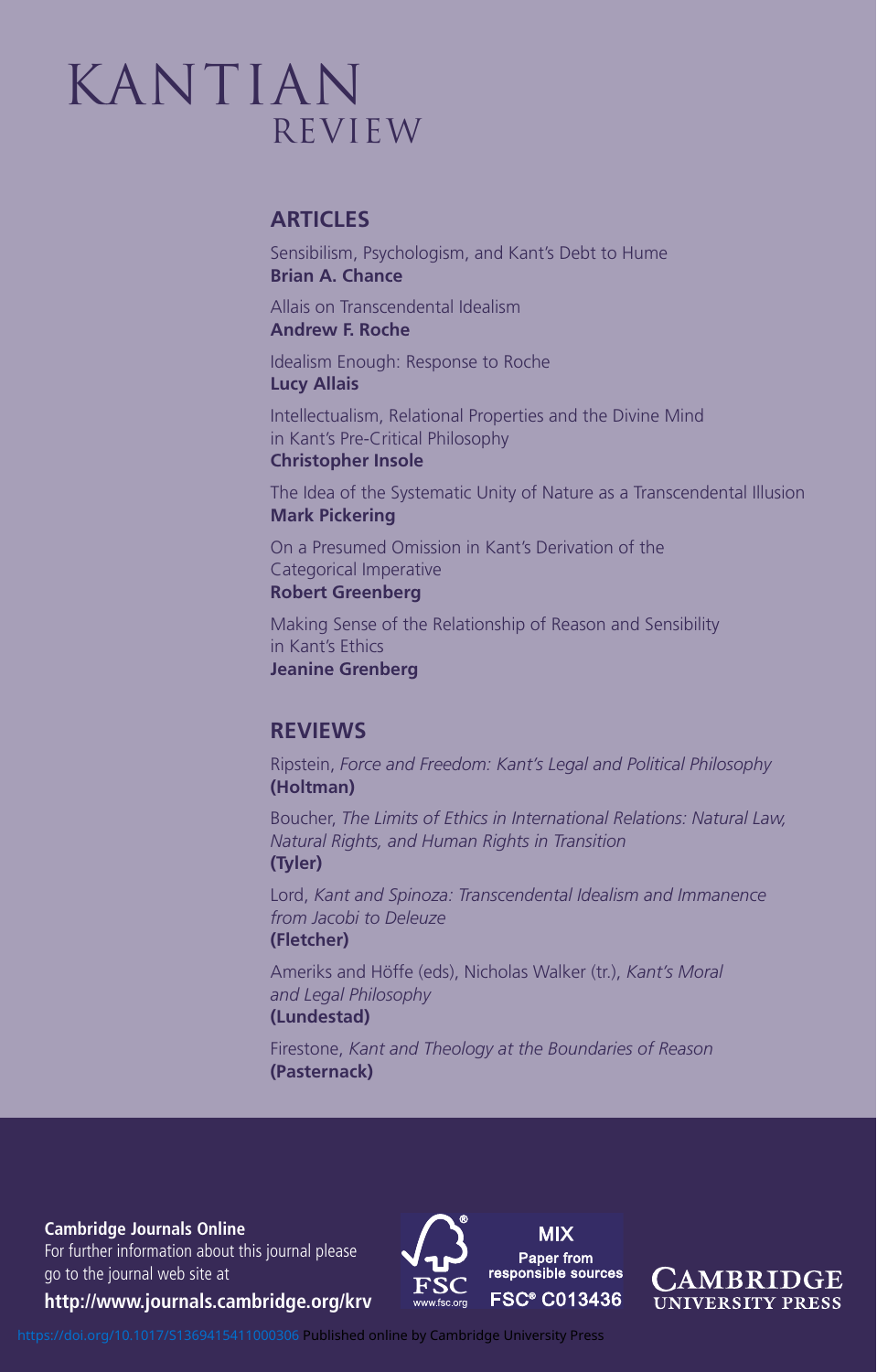# KANTIAN REVIEW

## ARTICLES

Sensibilism, Psychologism, and Kant's Debt to Hume
**Brian A. Chance**

Allais on Transcendental Idealism
**Andrew F. Roche**

Idealism Enough: Response to Roche
**Lucy Allais**

Intellectualism, Relational Properties and the Divine Mind in Kant's Pre-Critical Philosophy
**Christopher Insole**

The Idea of the Systematic Unity of Nature as a Transcendental Illusion
**Mark Pickering**

On a Presumed Omission in Kant's Derivation of the Categorical Imperative
**Robert Greenberg**

Making Sense of the Relationship of Reason and Sensibility in Kant's Ethics
**Jeanine Grenberg**

## REVIEWS

Ripstein, *Force and Freedom: Kant's Legal and Political Philosophy*
**(Holtman)**

Boucher, *The Limits of Ethics in International Relations: Natural Law, Natural Rights, and Human Rights in Transition*
**(Tyler)**

Lord, *Kant and Spinoza: Transcendental Idealism and Immanence from Jacobi to Deleuze*
**(Fletcher)**

Ameriks and Höffe (eds), Nicholas Walker (tr.), *Kant's Moral and Legal Philosophy*
**(Lundestad)**

Firestone, *Kant and Theology at the Boundaries of Reason*
**(Pasternack)**

**Cambridge Journals Online**
For further information about this journal please go to the journal web site at
**http://www.journals.cambridge.org/krv**

FSC www.fsc.org MIX Paper from responsible sources FSC® C013436

CAMBRIDGE UNIVERSITY PRESS

https://doi.org/10.1017/S1369415411000306 Published online by Cambridge University Press